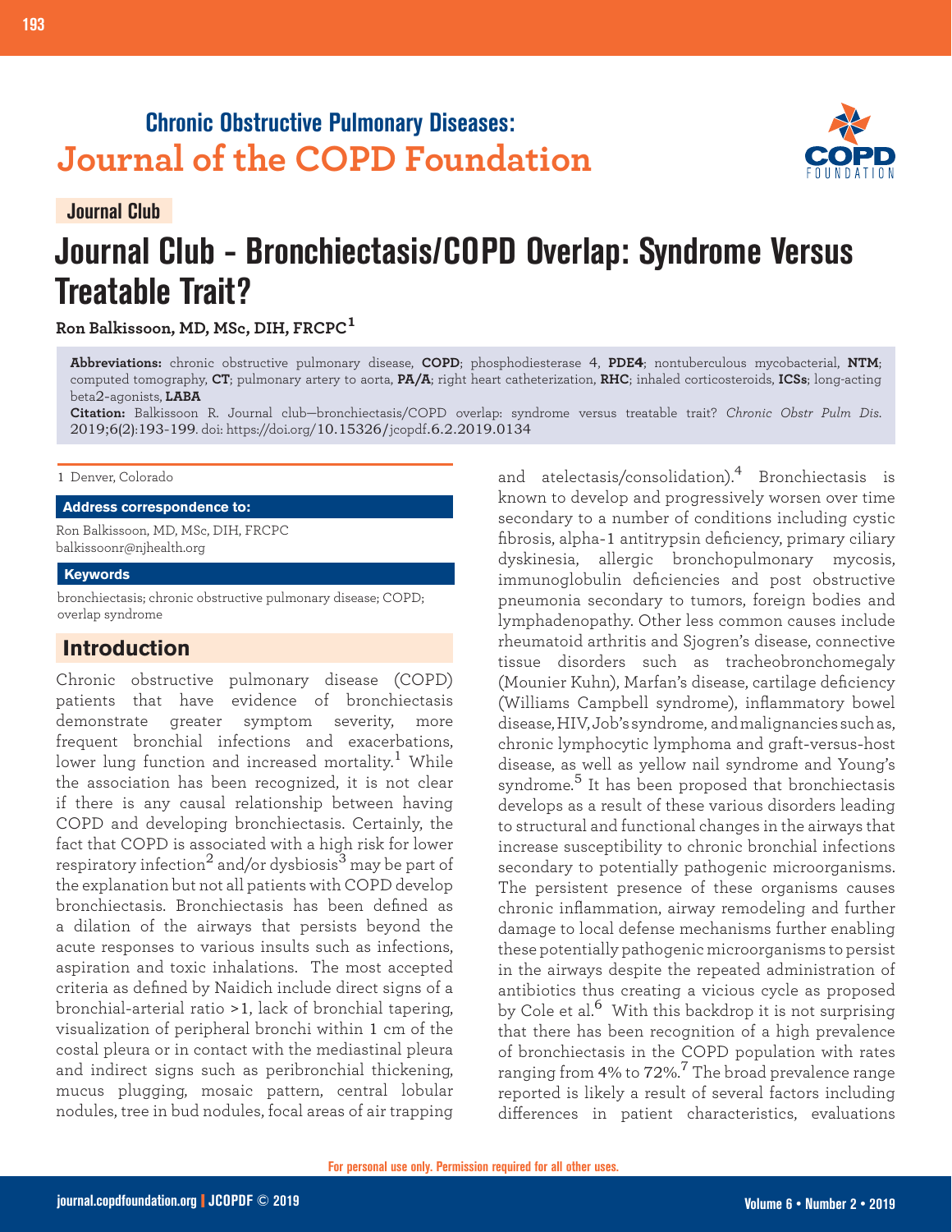Chronic Obstructive Pulmonary Diseases:
Journal of the COPD Foundation

Journal Club

# Journal Club - Bronchiectasis/COPD Overlap: Syndrome Versus Treatable Trait?

**Ron Balkissoon, MD, MSc, DIH, FRCPC**[1]

**Abbreviations:** chronic obstructive pulmonary disease, **COPD**; phosphodiesterase 4, **PDE4**; nontuberculous mycobacterial, **NTM**; computed tomography, **CT**; pulmonary artery to aorta, **PA/A**; right heart catheterization, **RHC**; inhaled corticosteroids, **ICSs**; long-acting beta2-agonists, **LABA**

**Citation:** Balkissoon R. Journal club—bronchiectasis/COPD overlap: syndrome versus treatable trait? *Chronic Obstr Pulm Dis*. 2019;6(2):193-199. doi: https://doi.org/10.15326/jcopdf.6.2.2019.0134

1 Denver, Colorado

**Address correspondence to:**

Ron Balkissoon, MD, MSc, DIH, FRCPC
balkissoonr@njhealth.org

**Keywords**

bronchiectasis; chronic obstructive pulmonary disease; COPD; overlap syndrome

## Introduction

Chronic obstructive pulmonary disease (COPD) patients that have evidence of bronchiectasis demonstrate greater symptom severity, more frequent bronchial infections and exacerbations, lower lung function and increased mortality.[1] While the association has been recognized, it is not clear if there is any causal relationship between having COPD and developing bronchiectasis. Certainly, the fact that COPD is associated with a high risk for lower respiratory infection[2] and/or dysbiosis[3] may be part of the explanation but not all patients with COPD develop bronchiectasis. Bronchiectasis has been defined as a dilation of the airways that persists beyond the acute responses to various insults such as infections, aspiration and toxic inhalations. The most accepted criteria as defined by Naidich include direct signs of a bronchial-arterial ratio >1, lack of bronchial tapering, visualization of peripheral bronchi within 1 cm of the costal pleura or in contact with the mediastinal pleura and indirect signs such as peribronchial thickening, mucus plugging, mosaic pattern, central lobular nodules, tree in bud nodules, focal areas of air trapping and atelectasis/consolidation).[4] Bronchiectasis is known to develop and progressively worsen over time secondary to a number of conditions including cystic fibrosis, alpha-1 antitrypsin deficiency, primary ciliary dyskinesia, allergic bronchopulmonary mycosis, immunoglobulin deficiencies and post obstructive pneumonia secondary to tumors, foreign bodies and lymphadenopathy. Other less common causes include rheumatoid arthritis and Sjogren's disease, connective tissue disorders such as tracheobronchomegaly (Mounier Kuhn), Marfan's disease, cartilage deficiency (Williams Campbell syndrome), inflammatory bowel disease, HIV, Job's syndrome, and malignancies such as, chronic lymphocytic lymphoma and graft-versus-host disease, as well as yellow nail syndrome and Young's syndrome.[5] It has been proposed that bronchiectasis develops as a result of these various disorders leading to structural and functional changes in the airways that increase susceptibility to chronic bronchial infections secondary to potentially pathogenic microorganisms. The persistent presence of these organisms causes chronic inflammation, airway remodeling and further damage to local defense mechanisms further enabling these potentially pathogenic microorganisms to persist in the airways despite the repeated administration of antibiotics thus creating a vicious cycle as proposed by Cole et al.[6] With this backdrop it is not surprising that there has been recognition of a high prevalence of bronchiectasis in the COPD population with rates ranging from 4% to 72%.[7] The broad prevalence range reported is likely a result of several factors including differences in patient characteristics, evaluations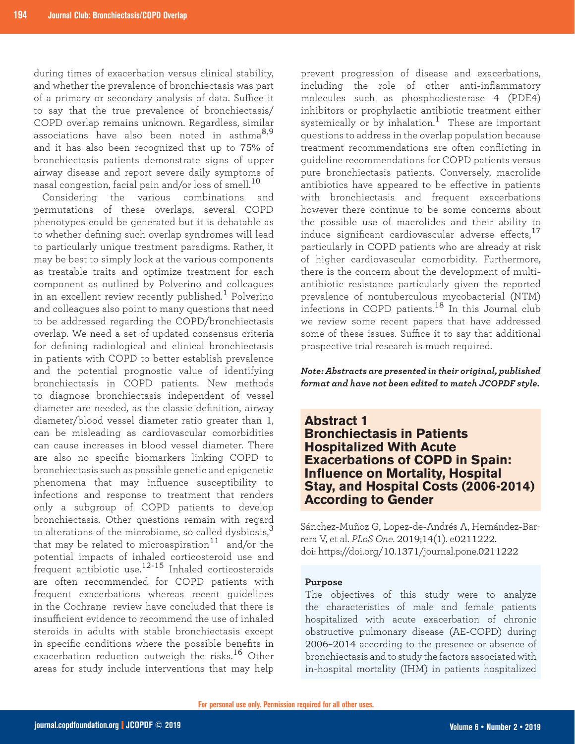during times of exacerbation versus clinical stability, and whether the prevalence of bronchiectasis was part of a primary or secondary analysis of data. Suffice it to say that the true prevalence of bronchiectasis/COPD overlap remains unknown. Regardless, similar associations have also been noted in asthma[8,9] and it has also been recognized that up to 75% of bronchiectasis patients demonstrate signs of upper airway disease and report severe daily symptoms of nasal congestion, facial pain and/or loss of smell.[10]

Considering the various combinations and permutations of these overlaps, several COPD phenotypes could be generated but it is debatable as to whether defining such overlap syndromes will lead to particularly unique treatment paradigms. Rather, it may be best to simply look at the various components as treatable traits and optimize treatment for each component as outlined by Polverino and colleagues in an excellent review recently published.[1] Polverino and colleagues also point to many questions that need to be addressed regarding the COPD/bronchiectasis overlap. We need a set of updated consensus criteria for defining radiological and clinical bronchiectasis in patients with COPD to better establish prevalence and the potential prognostic value of identifying bronchiectasis in COPD patients. New methods to diagnose bronchiectasis independent of vessel diameter are needed, as the classic definition, airway diameter/blood vessel diameter ratio greater than 1, can be misleading as cardiovascular comorbidities can cause increases in blood vessel diameter. There are also no specific biomarkers linking COPD to bronchiectasis such as possible genetic and epigenetic phenomena that may influence susceptibility to infections and response to treatment that renders only a subgroup of COPD patients to develop bronchiectasis. Other questions remain with regard to alterations of the microbiome, so called dysbiosis,[3] that may be related to microaspiration[11] and/or the potential impacts of inhaled corticosteroid use and frequent antibiotic use.[12-15] Inhaled corticosteroids are often recommended for COPD patients with frequent exacerbations whereas recent guidelines in the Cochrane review have concluded that there is insufficient evidence to recommend the use of inhaled steroids in adults with stable bronchiectasis except in specific conditions where the possible benefits in exacerbation reduction outweigh the risks.[16] Other areas for study include interventions that may help prevent progression of disease and exacerbations, including the role of other anti-inflammatory molecules such as phosphodiesterase 4 (PDE4) inhibitors or prophylactic antibiotic treatment either systemically or by inhalation.[1] These are important questions to address in the overlap population because treatment recommendations are often conflicting in guideline recommendations for COPD patients versus pure bronchiectasis patients. Conversely, macrolide antibiotics have appeared to be effective in patients with bronchiectasis and frequent exacerbations however there continue to be some concerns about the possible use of macrolides and their ability to induce significant cardiovascular adverse effects,[17] particularly in COPD patients who are already at risk of higher cardiovascular comorbidity. Furthermore, there is the concern about the development of multi-antibiotic resistance particularly given the reported prevalence of nontuberculous mycobacterial (NTM) infections in COPD patients.[18] In this Journal club we review some recent papers that have addressed some of these issues. Suffice it to say that additional prospective trial research is much required.

***Note: Abstracts are presented in their original, published format and have not been edited to match JCOPDF style.***

## Abstract 1
## Bronchiectasis in Patients Hospitalized With Acute Exacerbations of COPD in Spain: Influence on Mortality, Hospital Stay, and Hospital Costs (2006-2014) According to Gender

Sánchez-Muñoz G, Lopez-de-Andrés A, Hernández-Barrera V, et al. *PLoS One*. 2019;14(1). e0211222. doi: https://doi.org/10.1371/journal.pone.0211222

### Purpose

The objectives of this study were to analyze the characteristics of male and female patients hospitalized with acute exacerbation of chronic obstructive pulmonary disease (AE-COPD) during 2006–2014 according to the presence or absence of bronchiectasis and to study the factors associated with in-hospital mortality (IHM) in patients hospitalized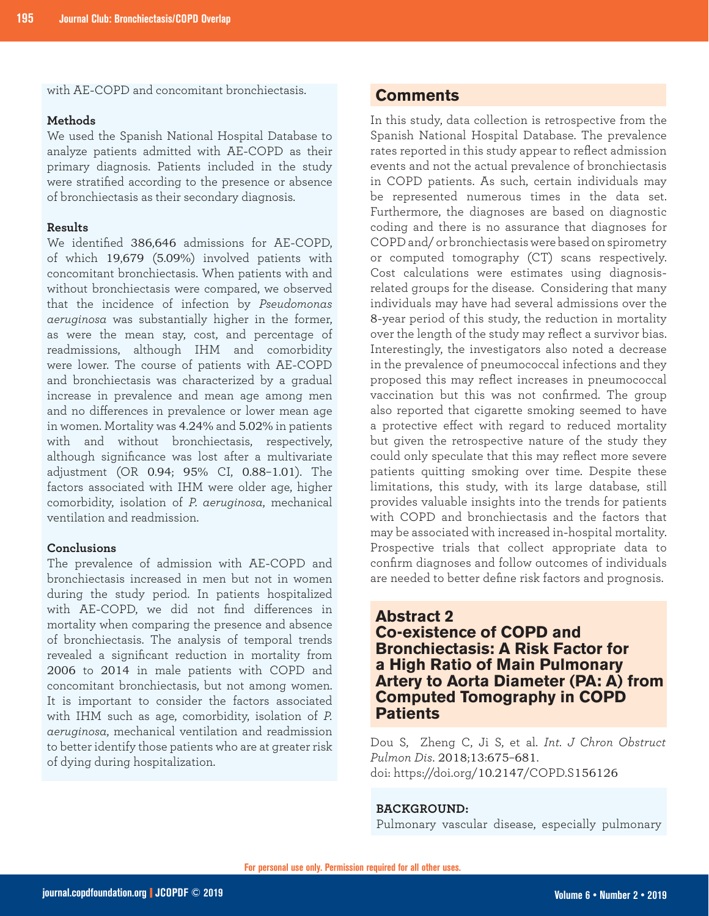with AE-COPD and concomitant bronchiectasis.

**Methods**

We used the Spanish National Hospital Database to analyze patients admitted with AE-COPD as their primary diagnosis. Patients included in the study were stratified according to the presence or absence of bronchiectasis as their secondary diagnosis.

**Results**

We identified 386,646 admissions for AE-COPD, of which 19,679 (5.09%) involved patients with concomitant bronchiectasis. When patients with and without bronchiectasis were compared, we observed that the incidence of infection by *Pseudomonas aeruginosa* was substantially higher in the former, as were the mean stay, cost, and percentage of readmissions, although IHM and comorbidity were lower. The course of patients with AE-COPD and bronchiectasis was characterized by a gradual increase in prevalence and mean age among men and no differences in prevalence or lower mean age in women. Mortality was 4.24% and 5.02% in patients with and without bronchiectasis, respectively, although significance was lost after a multivariate adjustment (OR 0.94; 95% CI, 0.88–1.01). The factors associated with IHM were older age, higher comorbidity, isolation of *P. aeruginosa*, mechanical ventilation and readmission.

**Conclusions**

The prevalence of admission with AE-COPD and bronchiectasis increased in men but not in women during the study period. In patients hospitalized with AE-COPD, we did not find differences in mortality when comparing the presence and absence of bronchiectasis. The analysis of temporal trends revealed a significant reduction in mortality from 2006 to 2014 in male patients with COPD and concomitant bronchiectasis, but not among women. It is important to consider the factors associated with IHM such as age, comorbidity, isolation of *P. aeruginosa*, mechanical ventilation and readmission to better identify those patients who are at greater risk of dying during hospitalization.

## Comments

In this study, data collection is retrospective from the Spanish National Hospital Database. The prevalence rates reported in this study appear to reflect admission events and not the actual prevalence of bronchiectasis in COPD patients. As such, certain individuals may be represented numerous times in the data set. Furthermore, the diagnoses are based on diagnostic coding and there is no assurance that diagnoses for COPD and/ or bronchiectasis were based on spirometry or computed tomography (CT) scans respectively. Cost calculations were estimates using diagnosis-related groups for the disease. Considering that many individuals may have had several admissions over the 8-year period of this study, the reduction in mortality over the length of the study may reflect a survivor bias. Interestingly, the investigators also noted a decrease in the prevalence of pneumococcal infections and they proposed this may reflect increases in pneumococcal vaccination but this was not confirmed. The group also reported that cigarette smoking seemed to have a protective effect with regard to reduced mortality but given the retrospective nature of the study they could only speculate that this may reflect more severe patients quitting smoking over time. Despite these limitations, this study, with its large database, still provides valuable insights into the trends for patients with COPD and bronchiectasis and the factors that may be associated with increased in-hospital mortality. Prospective trials that collect appropriate data to confirm diagnoses and follow outcomes of individuals are needed to better define risk factors and prognosis.

## Abstract 2
## Co-existence of COPD and Bronchiectasis: A Risk Factor for a High Ratio of Main Pulmonary Artery to Aorta Diameter (PA: A) from Computed Tomography in COPD Patients

Dou S, Zheng C, Ji S, et al. *Int. J Chron Obstruct Pulmon Dis*. 2018;13:675–681.
doi: https://doi.org/10.2147/COPD.S156126

**BACKGROUND:**

Pulmonary vascular disease, especially pulmonary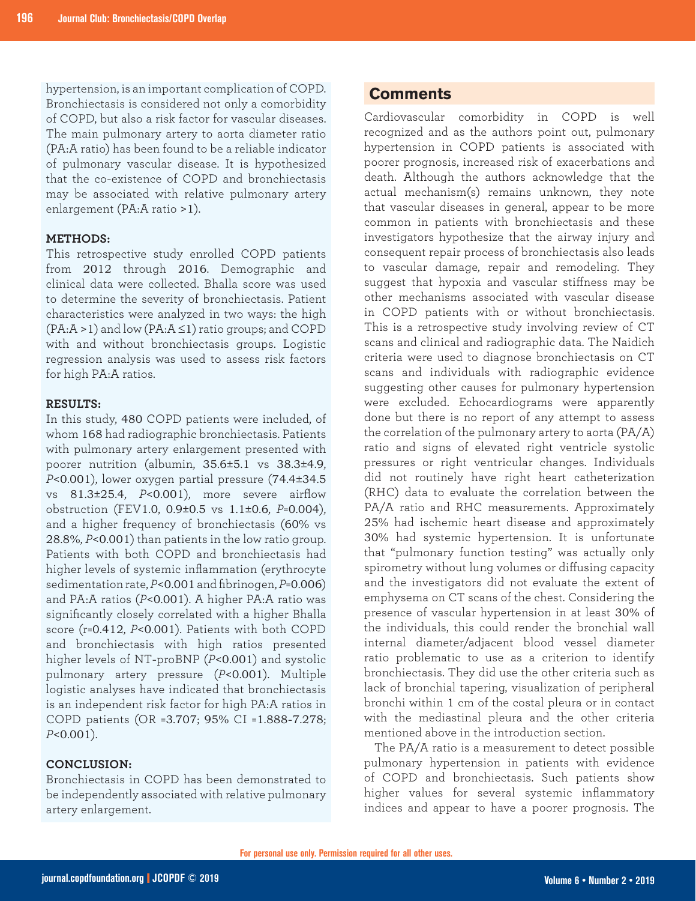hypertension, is an important complication of COPD. Bronchiectasis is considered not only a comorbidity of COPD, but also a risk factor for vascular diseases. The main pulmonary artery to aorta diameter ratio (PA:A ratio) has been found to be a reliable indicator of pulmonary vascular disease. It is hypothesized that the co-existence of COPD and bronchiectasis may be associated with relative pulmonary artery enlargement (PA:A ratio >1).

**METHODS:**

This retrospective study enrolled COPD patients from 2012 through 2016. Demographic and clinical data were collected. Bhalla score was used to determine the severity of bronchiectasis. Patient characteristics were analyzed in two ways: the high (PA:A >1) and low (PA:A ≤1) ratio groups; and COPD with and without bronchiectasis groups. Logistic regression analysis was used to assess risk factors for high PA:A ratios.

**RESULTS:**

In this study, 480 COPD patients were included, of whom 168 had radiographic bronchiectasis. Patients with pulmonary artery enlargement presented with poorer nutrition (albumin, 35.6±5.1 vs 38.3±4.9, $P$<0.001), lower oxygen partial pressure (74.4±34.5 vs 81.3±25.4, $P$<0.001), more severe airflow obstruction (FEV1.0, 0.9±0.5 vs 1.1±0.6, $P$=0.004), and a higher frequency of bronchiectasis (60% vs 28.8%, $P$<0.001) than patients in the low ratio group. Patients with both COPD and bronchiectasis had higher levels of systemic inflammation (erythrocyte sedimentation rate, $P$<0.001 and fibrinogen, $P$=0.006) and PA:A ratios ($P$<0.001). A higher PA:A ratio was significantly closely correlated with a higher Bhalla score (r=0.412, $P$<0.001). Patients with both COPD and bronchiectasis with high ratios presented higher levels of NT-proBNP ($P$<0.001) and systolic pulmonary artery pressure ($P$<0.001). Multiple logistic analyses have indicated that bronchiectasis is an independent risk factor for high PA:A ratios in COPD patients (OR =3.707; 95% CI =1.888-7.278; $P$<0.001).

**CONCLUSION:**

Bronchiectasis in COPD has been demonstrated to be independently associated with relative pulmonary artery enlargement.

## Comments

Cardiovascular comorbidity in COPD is well recognized and as the authors point out, pulmonary hypertension in COPD patients is associated with poorer prognosis, increased risk of exacerbations and death. Although the authors acknowledge that the actual mechanism(s) remains unknown, they note that vascular diseases in general, appear to be more common in patients with bronchiectasis and these investigators hypothesize that the airway injury and consequent repair process of bronchiectasis also leads to vascular damage, repair and remodeling. They suggest that hypoxia and vascular stiffness may be other mechanisms associated with vascular disease in COPD patients with or without bronchiectasis. This is a retrospective study involving review of CT scans and clinical and radiographic data. The Naidich criteria were used to diagnose bronchiectasis on CT scans and individuals with radiographic evidence suggesting other causes for pulmonary hypertension were excluded. Echocardiograms were apparently done but there is no report of any attempt to assess the correlation of the pulmonary artery to aorta (PA/A) ratio and signs of elevated right ventricle systolic pressures or right ventricular changes. Individuals did not routinely have right heart catheterization (RHC) data to evaluate the correlation between the PA/A ratio and RHC measurements. Approximately 25% had ischemic heart disease and approximately 30% had systemic hypertension. It is unfortunate that "pulmonary function testing" was actually only spirometry without lung volumes or diffusing capacity and the investigators did not evaluate the extent of emphysema on CT scans of the chest. Considering the presence of vascular hypertension in at least 30% of the individuals, this could render the bronchial wall internal diameter/adjacent blood vessel diameter ratio problematic to use as a criterion to identify bronchiectasis. They did use the other criteria such as lack of bronchial tapering, visualization of peripheral bronchi within 1 cm of the costal pleura or in contact with the mediastinal pleura and the other criteria mentioned above in the introduction section.

The PA/A ratio is a measurement to detect possible pulmonary hypertension in patients with evidence of COPD and bronchiectasis. Such patients show higher values for several systemic inflammatory indices and appear to have a poorer prognosis. The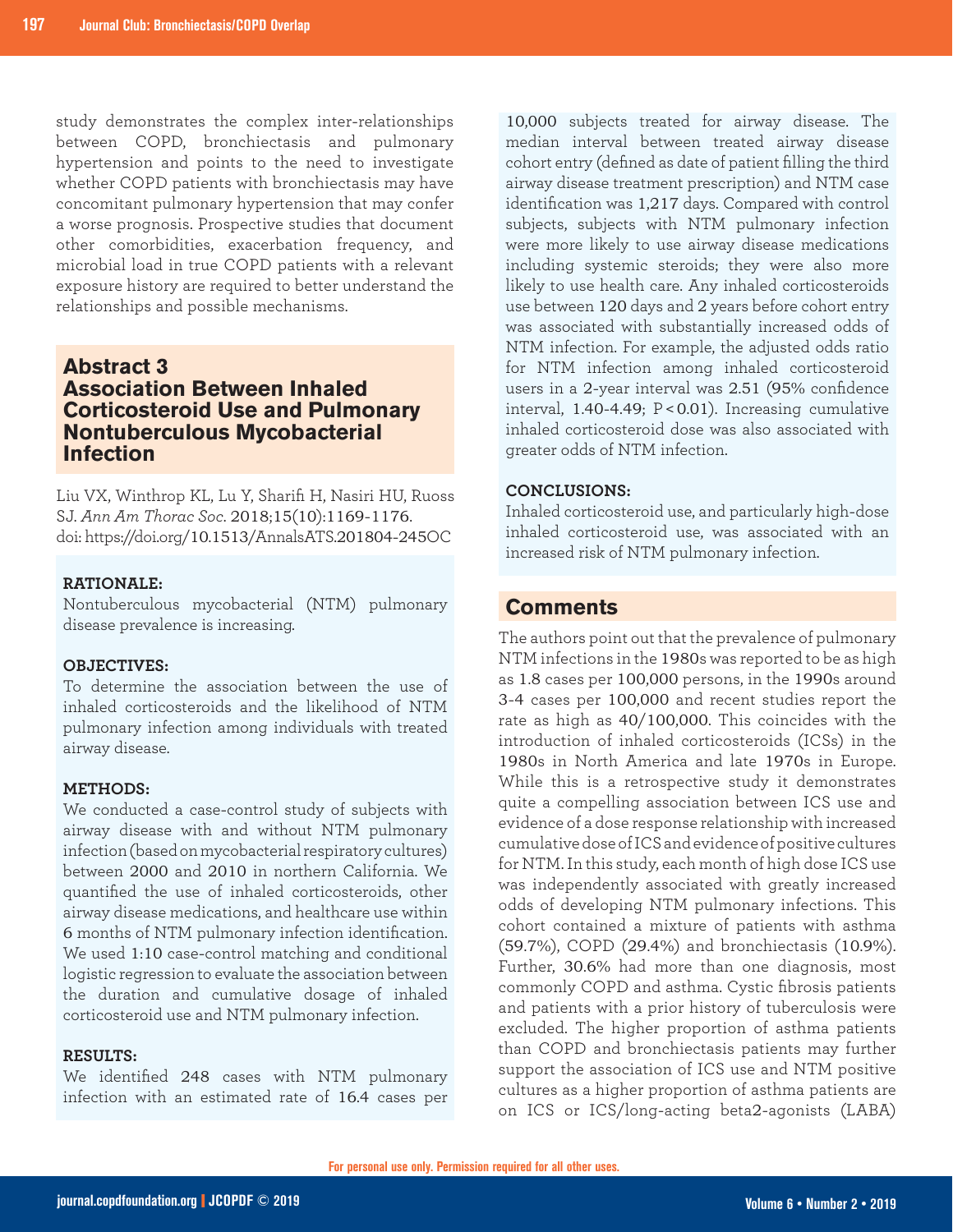study demonstrates the complex inter-relationships between COPD, bronchiectasis and pulmonary hypertension and points to the need to investigate whether COPD patients with bronchiectasis may have concomitant pulmonary hypertension that may confer a worse prognosis. Prospective studies that document other comorbidities, exacerbation frequency, and microbial load in true COPD patients with a relevant exposure history are required to better understand the relationships and possible mechanisms.

## Abstract 3
## Association Between Inhaled Corticosteroid Use and Pulmonary Nontuberculous Mycobacterial Infection

Liu VX, Winthrop KL, Lu Y, Sharifi H, Nasiri HU, Ruoss SJ. *Ann Am Thorac Soc*. 2018;15(10):1169-1176. doi: https://doi.org/10.1513/AnnalsATS.201804-245OC

**RATIONALE:**

Nontuberculous mycobacterial (NTM) pulmonary disease prevalence is increasing.

**OBJECTIVES:**

To determine the association between the use of inhaled corticosteroids and the likelihood of NTM pulmonary infection among individuals with treated airway disease.

**METHODS:**

We conducted a case-control study of subjects with airway disease with and without NTM pulmonary infection (based on mycobacterial respiratory cultures) between 2000 and 2010 in northern California. We quantified the use of inhaled corticosteroids, other airway disease medications, and healthcare use within 6 months of NTM pulmonary infection identification. We used 1:10 case-control matching and conditional logistic regression to evaluate the association between the duration and cumulative dosage of inhaled corticosteroid use and NTM pulmonary infection.

**RESULTS:**

We identified 248 cases with NTM pulmonary infection with an estimated rate of 16.4 cases per 10,000 subjects treated for airway disease. The median interval between treated airway disease cohort entry (defined as date of patient filling the third airway disease treatment prescription) and NTM case identification was 1,217 days. Compared with control subjects, subjects with NTM pulmonary infection were more likely to use airway disease medications including systemic steroids; they were also more likely to use health care. Any inhaled corticosteroids use between 120 days and 2 years before cohort entry was associated with substantially increased odds of NTM infection. For example, the adjusted odds ratio for NTM infection among inhaled corticosteroid users in a 2-year interval was 2.51 (95% confidence interval, 1.40-4.49; $P < 0.01$). Increasing cumulative inhaled corticosteroid dose was also associated with greater odds of NTM infection.

**CONCLUSIONS:**

Inhaled corticosteroid use, and particularly high-dose inhaled corticosteroid use, was associated with an increased risk of NTM pulmonary infection.

### Comments

The authors point out that the prevalence of pulmonary NTM infections in the 1980s was reported to be as high as 1.8 cases per 100,000 persons, in the 1990s around 3-4 cases per 100,000 and recent studies report the rate as high as 40/100,000. This coincides with the introduction of inhaled corticosteroids (ICSs) in the 1980s in North America and late 1970s in Europe. While this is a retrospective study it demonstrates quite a compelling association between ICS use and evidence of a dose response relationship with increased cumulative dose of ICS and evidence of positive cultures for NTM. In this study, each month of high dose ICS use was independently associated with greatly increased odds of developing NTM pulmonary infections. This cohort contained a mixture of patients with asthma (59.7%), COPD (29.4%) and bronchiectasis (10.9%). Further, 30.6% had more than one diagnosis, most commonly COPD and asthma. Cystic fibrosis patients and patients with a prior history of tuberculosis were excluded. The higher proportion of asthma patients than COPD and bronchiectasis patients may further support the association of ICS use and NTM positive cultures as a higher proportion of asthma patients are on ICS or ICS/long-acting beta2-agonists (LABA)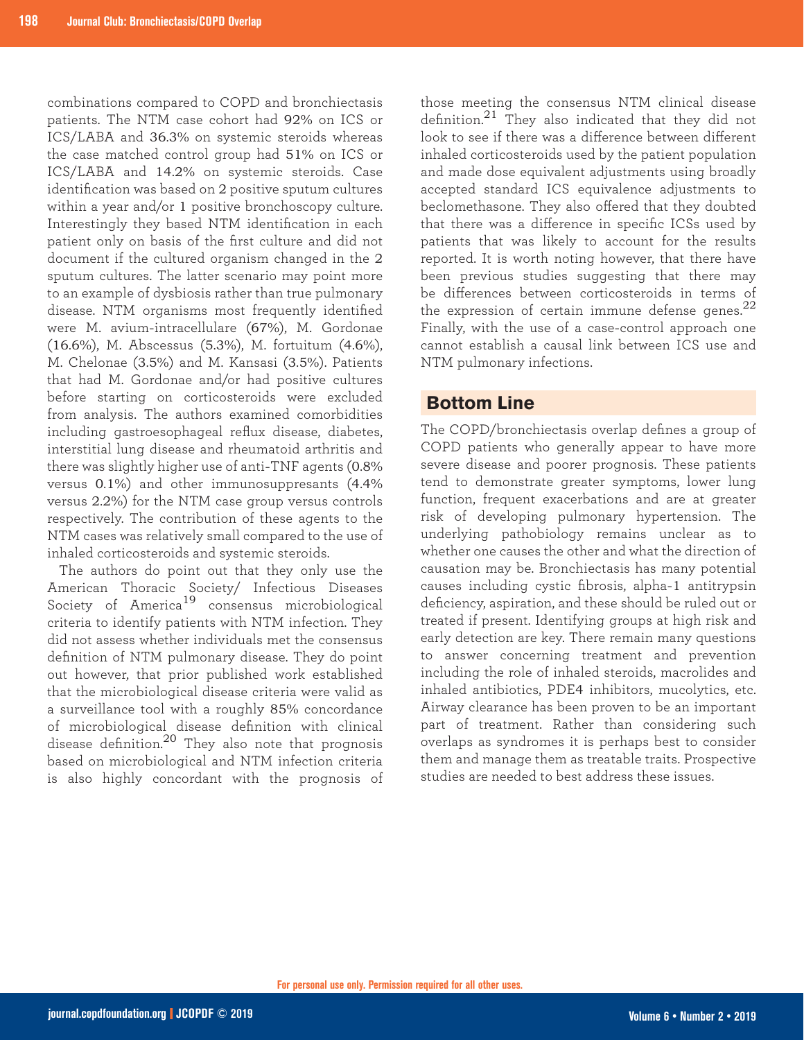combinations compared to COPD and bronchiectasis patients. The NTM case cohort had 92% on ICS or ICS/LABA and 36.3% on systemic steroids whereas the case matched control group had 51% on ICS or ICS/LABA and 14.2% on systemic steroids. Case identification was based on 2 positive sputum cultures within a year and/or 1 positive bronchoscopy culture. Interestingly they based NTM identification in each patient only on basis of the first culture and did not document if the cultured organism changed in the 2 sputum cultures. The latter scenario may point more to an example of dysbiosis rather than true pulmonary disease. NTM organisms most frequently identified were M. avium-intracellulare (67%), M. Gordonae (16.6%), M. Abscessus (5.3%), M. fortuitum (4.6%), M. Chelonae (3.5%) and M. Kansasi (3.5%). Patients that had M. Gordonae and/or had positive cultures before starting on corticosteroids were excluded from analysis. The authors examined comorbidities including gastroesophageal reflux disease, diabetes, interstitial lung disease and rheumatoid arthritis and there was slightly higher use of anti-TNF agents (0.8% versus 0.1%) and other immunosuppresants (4.4% versus 2.2%) for the NTM case group versus controls respectively. The contribution of these agents to the NTM cases was relatively small compared to the use of inhaled corticosteroids and systemic steroids.

The authors do point out that they only use the American Thoracic Society/ Infectious Diseases Society of America[19] consensus microbiological criteria to identify patients with NTM infection. They did not assess whether individuals met the consensus definition of NTM pulmonary disease. They do point out however, that prior published work established that the microbiological disease criteria were valid as a surveillance tool with a roughly 85% concordance of microbiological disease definition with clinical disease definition.[20] They also note that prognosis based on microbiological and NTM infection criteria is also highly concordant with the prognosis of those meeting the consensus NTM clinical disease definition.[21] They also indicated that they did not look to see if there was a difference between different inhaled corticosteroids used by the patient population and made dose equivalent adjustments using broadly accepted standard ICS equivalence adjustments to beclomethasone. They also offered that they doubted that there was a difference in specific ICSs used by patients that was likely to account for the results reported. It is worth noting however, that there have been previous studies suggesting that there may be differences between corticosteroids in terms of the expression of certain immune defense genes.[22] Finally, with the use of a case-control approach one cannot establish a causal link between ICS use and NTM pulmonary infections.

## Bottom Line

The COPD/bronchiectasis overlap defines a group of COPD patients who generally appear to have more severe disease and poorer prognosis. These patients tend to demonstrate greater symptoms, lower lung function, frequent exacerbations and are at greater risk of developing pulmonary hypertension. The underlying pathobiology remains unclear as to whether one causes the other and what the direction of causation may be. Bronchiectasis has many potential causes including cystic fibrosis, alpha-1 antitrypsin deficiency, aspiration, and these should be ruled out or treated if present. Identifying groups at high risk and early detection are key. There remain many questions to answer concerning treatment and prevention including the role of inhaled steroids, macrolides and inhaled antibiotics, PDE4 inhibitors, mucolytics, etc. Airway clearance has been proven to be an important part of treatment. Rather than considering such overlaps as syndromes it is perhaps best to consider them and manage them as treatable traits. Prospective studies are needed to best address these issues.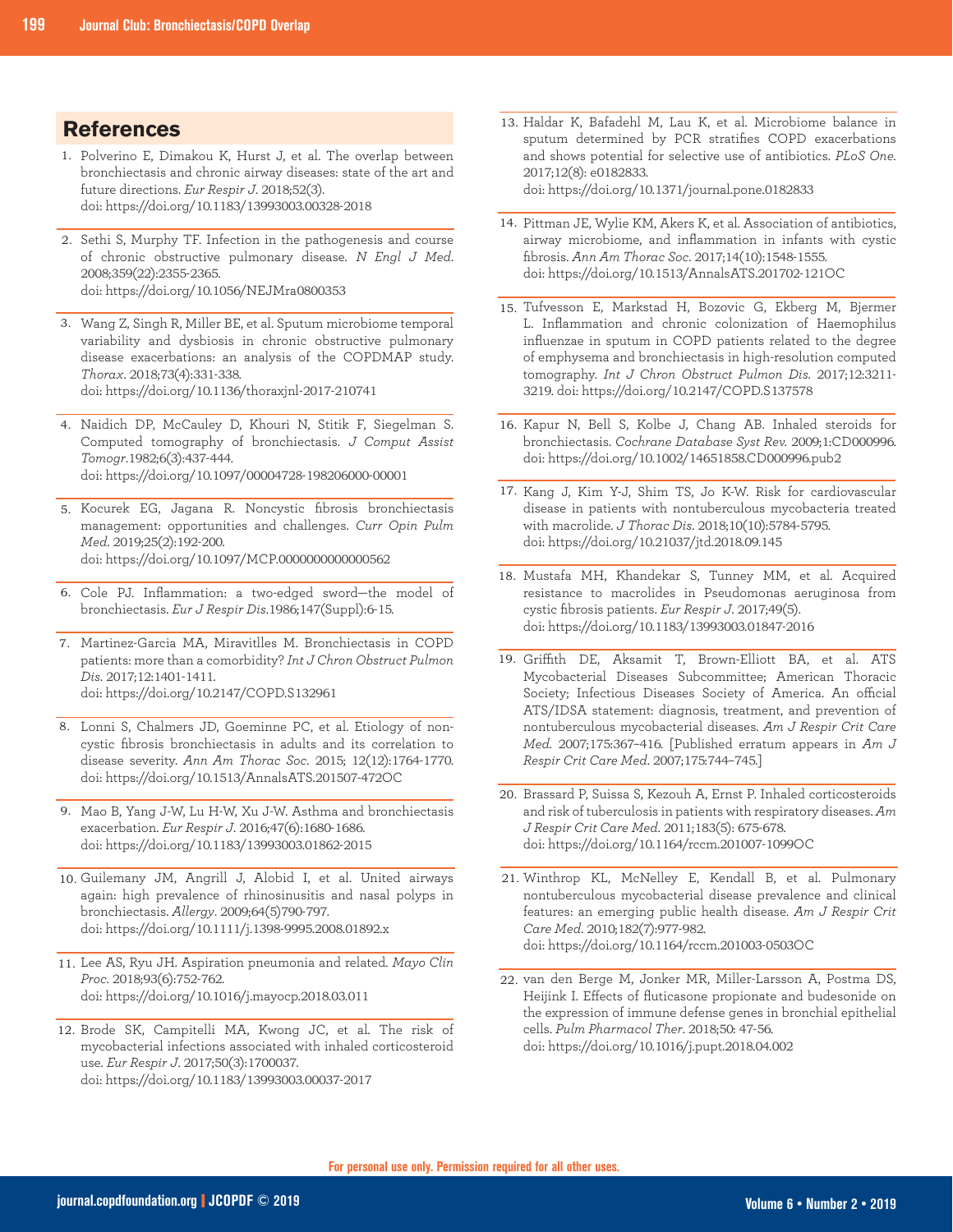## References

1. Polverino E, Dimakou K, Hurst J, et al. The overlap between bronchiectasis and chronic airway diseases: state of the art and future directions. *Eur Respir J*. 2018;52(3). doi: https://doi.org/10.1183/13993003.00328-2018

2. Sethi S, Murphy TF. Infection in the pathogenesis and course of chronic obstructive pulmonary disease. *N Engl J Med*. 2008;359(22):2355-2365. doi: https://doi.org/10.1056/NEJMra0800353

3. Wang Z, Singh R, Miller BE, et al. Sputum microbiome temporal variability and dysbiosis in chronic obstructive pulmonary disease exacerbations: an analysis of the COPDMAP study. *Thorax*. 2018;73(4):331-338. doi: https://doi.org/10.1136/thoraxjnl-2017-210741

4. Naidich DP, McCauley D, Khouri N, Stitik F, Siegelman S. Computed tomography of bronchiectasis. *J Comput Assist Tomogr*.1982;6(3):437-444. doi: https://doi.org/10.1097/00004728-198206000-00001

5. Kocurek EG, Jagana R. Noncystic fibrosis bronchiectasis management: opportunities and challenges. *Curr Opin Pulm Med*. 2019;25(2):192-200. doi: https://doi.org/10.1097/MCP.0000000000000562

6. Cole PJ. Inflammation: a two-edged sword—the model of bronchiectasis. *Eur J Respir Dis*.1986;147(Suppl):6-15.

7. Martinez-Garcia MA, Miravitlles M. Bronchiectasis in COPD patients: more than a comorbidity? *Int J Chron Obstruct Pulmon Dis*. 2017;12:1401-1411. doi: https://doi.org/10.2147/COPD.S132961

8. Lonni S, Chalmers JD, Goeminne PC, et al. Etiology of non-cystic fibrosis bronchiectasis in adults and its correlation to disease severity. *Ann Am Thorac Soc*. 2015; 12(12):1764-1770. doi: https://doi.org/10.1513/AnnalsATS.201507-472OC

9. Mao B, Yang J-W, Lu H-W, Xu J-W. Asthma and bronchiectasis exacerbation. *Eur Respir J*. 2016;47(6):1680-1686. doi: https://doi.org/10.1183/13993003.01862-2015

10. Guilemany JM, Angrill J, Alobid I, et al. United airways again: high prevalence of rhinosinusitis and nasal polyps in bronchiectasis. *Allergy*. 2009;64(5)790-797. doi: https://doi.org/10.1111/j.1398-9995.2008.01892.x

11. Lee AS, Ryu JH. Aspiration pneumonia and related. *Mayo Clin Proc*. 2018;93(6):752-762. doi: https://doi.org/10.1016/j.mayocp.2018.03.011

12. Brode SK, Campitelli MA, Kwong JC, et al. The risk of mycobacterial infections associated with inhaled corticosteroid use. *Eur Respir J*. 2017;50(3):1700037. doi: https://doi.org/10.1183/13993003.00037-2017

13. Haldar K, Bafadehl M, Lau K, et al. Microbiome balance in sputum determined by PCR stratifies COPD exacerbations and shows potential for selective use of antibiotics. *PLoS One*. 2017;12(8): e0182833. doi: https://doi.org/10.1371/journal.pone.0182833

14. Pittman JE, Wylie KM, Akers K, et al. Association of antibiotics, airway microbiome, and inflammation in infants with cystic fibrosis. *Ann Am Thorac Soc*. 2017;14(10):1548-1555. doi: https://doi.org/10.1513/AnnalsATS.201702-121OC

15. Tufvesson E, Markstad H, Bozovic G, Ekberg M, Bjermer L. Inflammation and chronic colonization of Haemophilus influenzae in sputum in COPD patients related to the degree of emphysema and bronchiectasis in high-resolution computed tomography. *Int J Chron Obstruct Pulmon Dis*. 2017;12:3211-3219. doi: https://doi.org/10.2147/COPD.S137578

16. Kapur N, Bell S, Kolbe J, Chang AB. Inhaled steroids for bronchiectasis. *Cochrane Database Syst Rev*. 2009;1:CD000996. doi: https://doi.org/10.1002/14651858.CD000996.pub2

17. Kang J, Kim Y-J, Shim TS, Jo K-W. Risk for cardiovascular disease in patients with nontuberculous mycobacteria treated with macrolide. *J Thorac Dis*. 2018;10(10):5784-5795. doi: https://doi.org/10.21037/jtd.2018.09.145

18. Mustafa MH, Khandekar S, Tunney MM, et al. Acquired resistance to macrolides in Pseudomonas aeruginosa from cystic fibrosis patients. *Eur Respir J*. 2017;49(5). doi: https://doi.org/10.1183/13993003.01847-2016

19. Griffith DE, Aksamit T, Brown-Elliott BA, et al. ATS Mycobacterial Diseases Subcommittee; American Thoracic Society; Infectious Diseases Society of America. An official ATS/IDSA statement: diagnosis, treatment, and prevention of nontuberculous mycobacterial diseases. *Am J Respir Crit Care Med*. 2007;175:367–416. [Published erratum appears in *Am J Respir Crit Care Med*. 2007;175:744–745.]

20. Brassard P, Suissa S, Kezouh A, Ernst P. Inhaled corticosteroids and risk of tuberculosis in patients with respiratory diseases. *Am J Respir Crit Care Med*. 2011;183(5): 675-678. doi: https://doi.org/10.1164/rccm.201007-1099OC

21. Winthrop KL, McNelley E, Kendall B, et al. Pulmonary nontuberculous mycobacterial disease prevalence and clinical features: an emerging public health disease. *Am J Respir Crit Care Med*. 2010;182(7):977-982. doi: https://doi.org/10.1164/rccm.201003-0503OC

22. van den Berge M, Jonker MR, Miller-Larsson A, Postma DS, Heijink I. Effects of fluticasone propionate and budesonide on the expression of immune defense genes in bronchial epithelial cells. *Pulm Pharmacol Ther*. 2018;50: 47-56. doi: https://doi.org/10.1016/j.pupt.2018.04.002